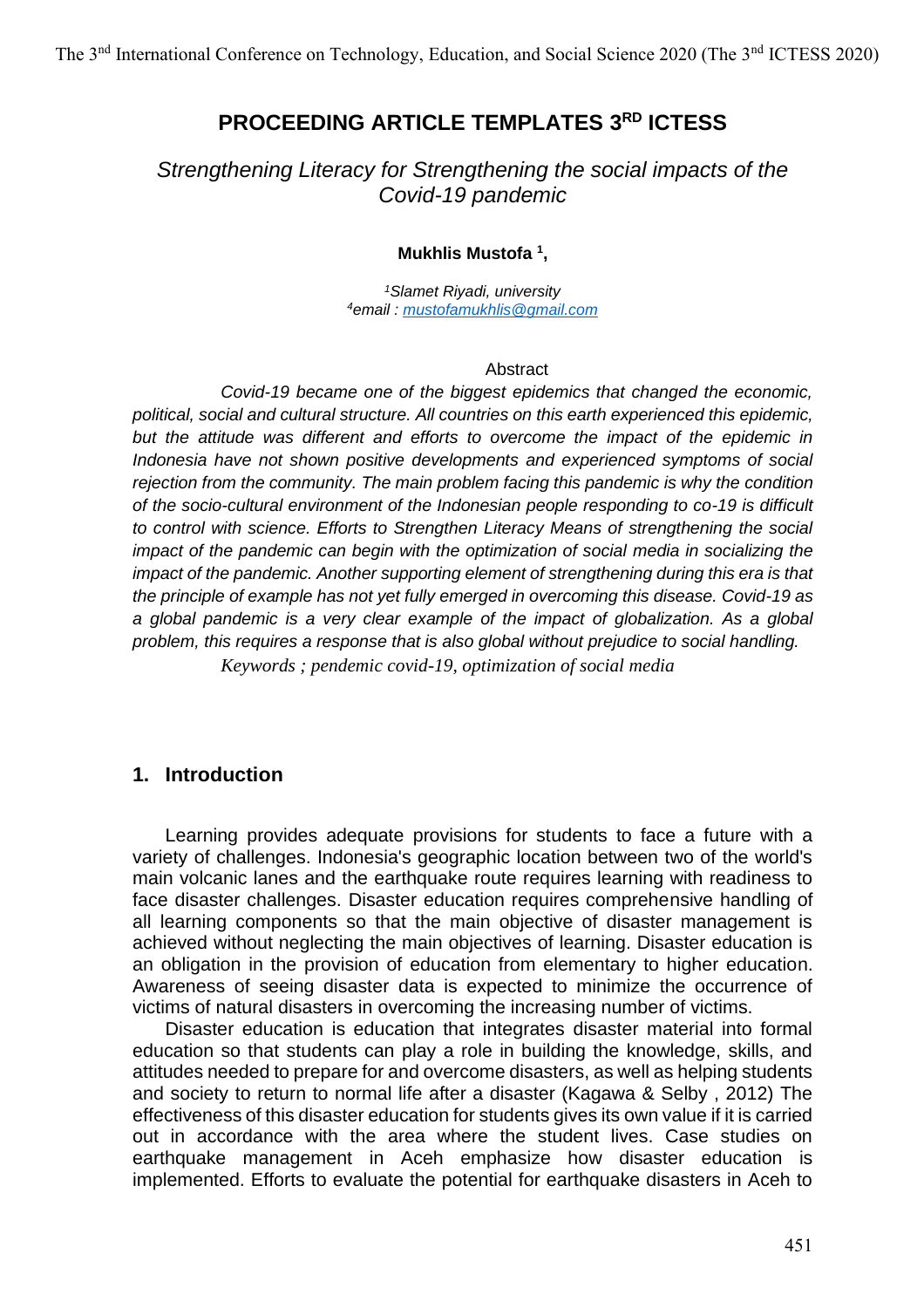# PROCEEDING ARTICLE TEMPLATES 3RD ICTESS

## *Strengthening Literacy for Strengthening the social impacts of the Covid-19 pandemic*

**Mukhlis Mustofa [1],**

*[1]Slamet Riyadi, university*
*[4]email : mustofamukhlis@gmail.com*

Abstract

*Covid-19 became one of the biggest epidemics that changed the economic, political, social and cultural structure. All countries on this earth experienced this epidemic, but the attitude was different and efforts to overcome the impact of the epidemic in Indonesia have not shown positive developments and experienced symptoms of social rejection from the community. The main problem facing this pandemic is why the condition of the socio-cultural environment of the Indonesian people responding to co-19 is difficult to control with science. Efforts to Strengthen Literacy Means of strengthening the social impact of the pandemic can begin with the optimization of social media in socializing the impact of the pandemic. Another supporting element of strengthening during this era is that the principle of example has not yet fully emerged in overcoming this disease. Covid-19 as a global pandemic is a very clear example of the impact of globalization. As a global problem, this requires a response that is also global without prejudice to social handling.*

*Keywords ; pendemic covid-19, optimization of social media*

## 1. Introduction

Learning provides adequate provisions for students to face a future with a variety of challenges. Indonesia's geographic location between two of the world's main volcanic lanes and the earthquake route requires learning with readiness to face disaster challenges. Disaster education requires comprehensive handling of all learning components so that the main objective of disaster management is achieved without neglecting the main objectives of learning. Disaster education is an obligation in the provision of education from elementary to higher education. Awareness of seeing disaster data is expected to minimize the occurrence of victims of natural disasters in overcoming the increasing number of victims.

Disaster education is education that integrates disaster material into formal education so that students can play a role in building the knowledge, skills, and attitudes needed to prepare for and overcome disasters, as well as helping students and society to return to normal life after a disaster (Kagawa & Selby , 2012) The effectiveness of this disaster education for students gives its own value if it is carried out in accordance with the area where the student lives. Case studies on earthquake management in Aceh emphasize how disaster education is implemented. Efforts to evaluate the potential for earthquake disasters in Aceh to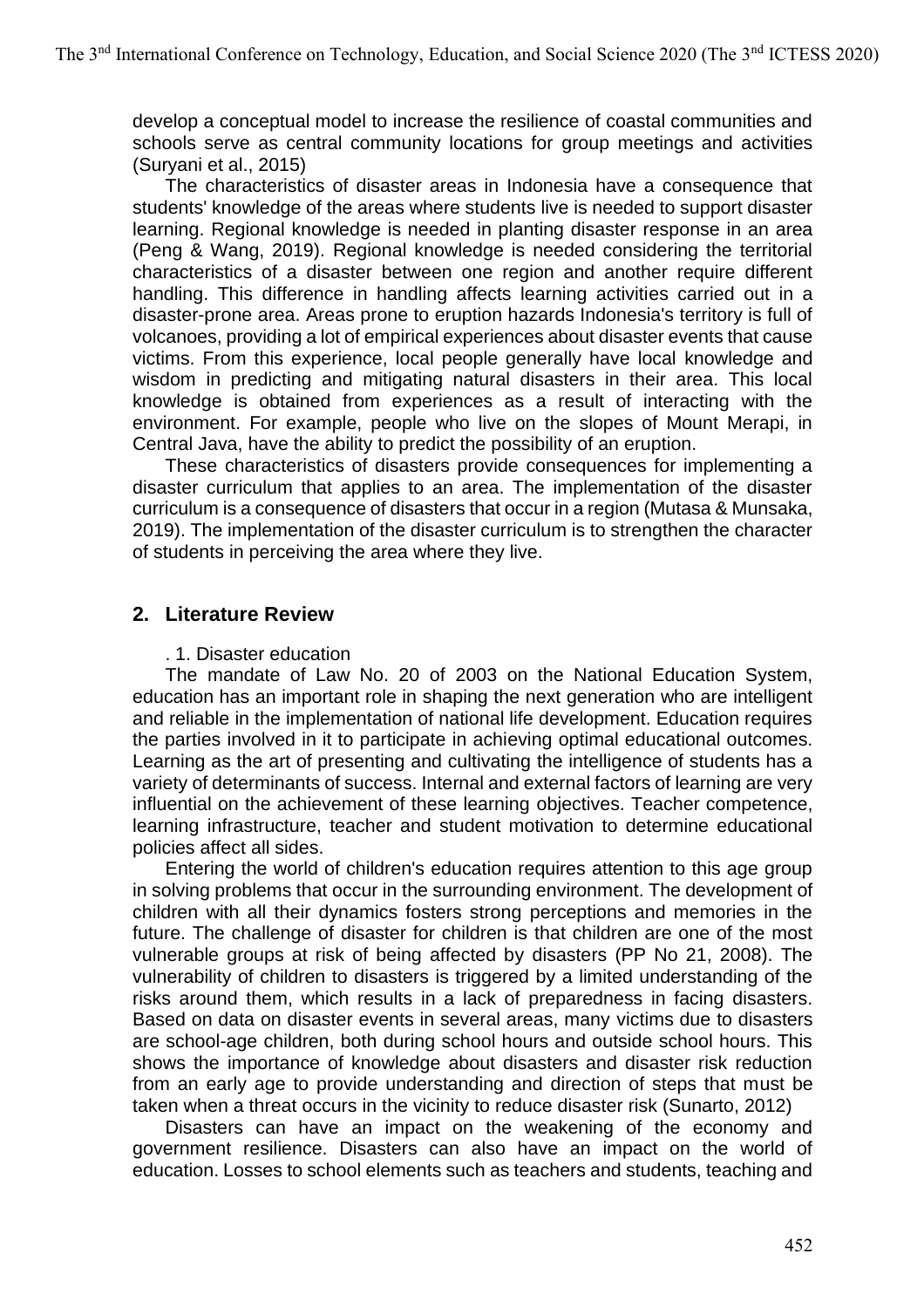develop a conceptual model to increase the resilience of coastal communities and schools serve as central community locations for group meetings and activities (Suryani et al., 2015)

The characteristics of disaster areas in Indonesia have a consequence that students' knowledge of the areas where students live is needed to support disaster learning. Regional knowledge is needed in planting disaster response in an area (Peng & Wang, 2019). Regional knowledge is needed considering the territorial characteristics of a disaster between one region and another require different handling. This difference in handling affects learning activities carried out in a disaster-prone area. Areas prone to eruption hazards Indonesia's territory is full of volcanoes, providing a lot of empirical experiences about disaster events that cause victims. From this experience, local people generally have local knowledge and wisdom in predicting and mitigating natural disasters in their area. This local knowledge is obtained from experiences as a result of interacting with the environment. For example, people who live on the slopes of Mount Merapi, in Central Java, have the ability to predict the possibility of an eruption.

These characteristics of disasters provide consequences for implementing a disaster curriculum that applies to an area. The implementation of the disaster curriculum is a consequence of disasters that occur in a region (Mutasa & Munsaka, 2019). The implementation of the disaster curriculum is to strengthen the character of students in perceiving the area where they live.

## 2. Literature Review

. 1. Disaster education

The mandate of Law No. 20 of 2003 on the National Education System, education has an important role in shaping the next generation who are intelligent and reliable in the implementation of national life development. Education requires the parties involved in it to participate in achieving optimal educational outcomes. Learning as the art of presenting and cultivating the intelligence of students has a variety of determinants of success. Internal and external factors of learning are very influential on the achievement of these learning objectives. Teacher competence, learning infrastructure, teacher and student motivation to determine educational policies affect all sides.

Entering the world of children's education requires attention to this age group in solving problems that occur in the surrounding environment. The development of children with all their dynamics fosters strong perceptions and memories in the future. The challenge of disaster for children is that children are one of the most vulnerable groups at risk of being affected by disasters (PP No 21, 2008). The vulnerability of children to disasters is triggered by a limited understanding of the risks around them, which results in a lack of preparedness in facing disasters. Based on data on disaster events in several areas, many victims due to disasters are school-age children, both during school hours and outside school hours. This shows the importance of knowledge about disasters and disaster risk reduction from an early age to provide understanding and direction of steps that must be taken when a threat occurs in the vicinity to reduce disaster risk (Sunarto, 2012)

Disasters can have an impact on the weakening of the economy and government resilience. Disasters can also have an impact on the world of education. Losses to school elements such as teachers and students, teaching and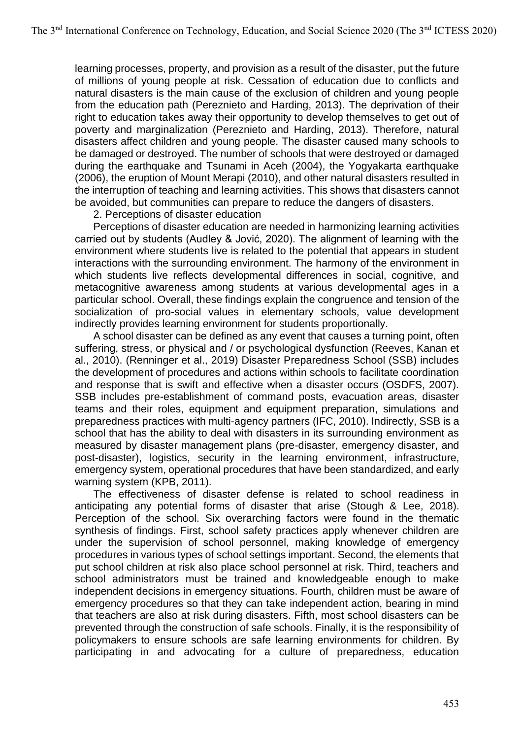learning processes, property, and provision as a result of the disaster, put the future of millions of young people at risk. Cessation of education due to conflicts and natural disasters is the main cause of the exclusion of children and young people from the education path (Pereznieto and Harding, 2013). The deprivation of their right to education takes away their opportunity to develop themselves to get out of poverty and marginalization (Pereznieto and Harding, 2013). Therefore, natural disasters affect children and young people. The disaster caused many schools to be damaged or destroyed. The number of schools that were destroyed or damaged during the earthquake and Tsunami in Aceh (2004), the Yogyakarta earthquake (2006), the eruption of Mount Merapi (2010), and other natural disasters resulted in the interruption of teaching and learning activities. This shows that disasters cannot be avoided, but communities can prepare to reduce the dangers of disasters.

2. Perceptions of disaster education

Perceptions of disaster education are needed in harmonizing learning activities carried out by students (Audley & Jović, 2020). The alignment of learning with the environment where students live is related to the potential that appears in student interactions with the surrounding environment. The harmony of the environment in which students live reflects developmental differences in social, cognitive, and metacognitive awareness among students at various developmental ages in a particular school. Overall, these findings explain the congruence and tension of the socialization of pro-social values in elementary schools, value development indirectly provides learning environment for students proportionally.

A school disaster can be defined as any event that causes a turning point, often suffering, stress, or physical and / or psychological dysfunction (Reeves, Kanan et al., 2010). (Renninger et al., 2019) Disaster Preparedness School (SSB) includes the development of procedures and actions within schools to facilitate coordination and response that is swift and effective when a disaster occurs (OSDFS, 2007). SSB includes pre-establishment of command posts, evacuation areas, disaster teams and their roles, equipment and equipment preparation, simulations and preparedness practices with multi-agency partners (IFC, 2010). Indirectly, SSB is a school that has the ability to deal with disasters in its surrounding environment as measured by disaster management plans (pre-disaster, emergency disaster, and post-disaster), logistics, security in the learning environment, infrastructure, emergency system, operational procedures that have been standardized, and early warning system (KPB, 2011).

The effectiveness of disaster defense is related to school readiness in anticipating any potential forms of disaster that arise (Stough & Lee, 2018). Perception of the school. Six overarching factors were found in the thematic synthesis of findings. First, school safety practices apply whenever children are under the supervision of school personnel, making knowledge of emergency procedures in various types of school settings important. Second, the elements that put school children at risk also place school personnel at risk. Third, teachers and school administrators must be trained and knowledgeable enough to make independent decisions in emergency situations. Fourth, children must be aware of emergency procedures so that they can take independent action, bearing in mind that teachers are also at risk during disasters. Fifth, most school disasters can be prevented through the construction of safe schools. Finally, it is the responsibility of policymakers to ensure schools are safe learning environments for children. By participating in and advocating for a culture of preparedness, education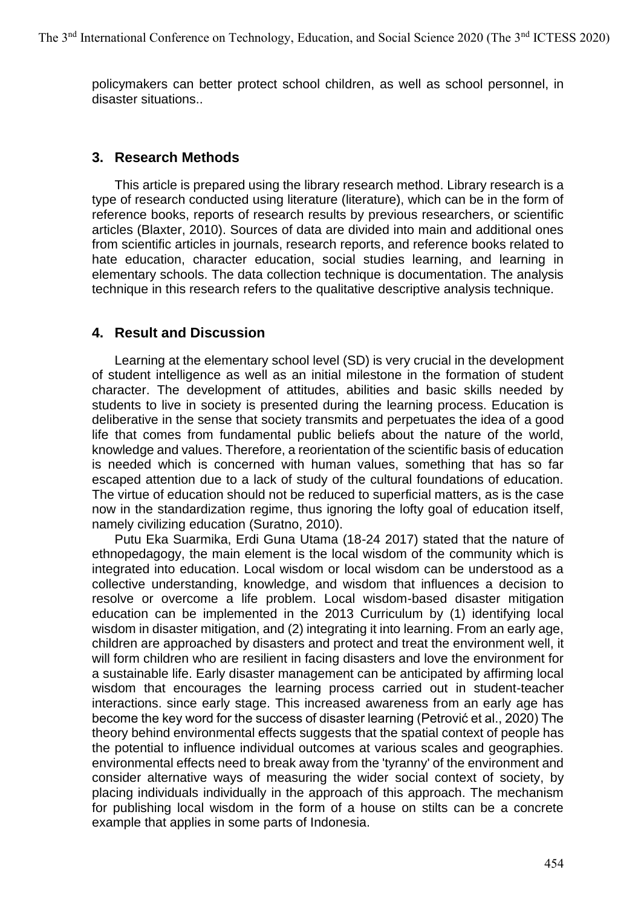policymakers can better protect school children, as well as school personnel, in disaster situations..

## 3. Research Methods

This article is prepared using the library research method. Library research is a type of research conducted using literature (literature), which can be in the form of reference books, reports of research results by previous researchers, or scientific articles (Blaxter, 2010). Sources of data are divided into main and additional ones from scientific articles in journals, research reports, and reference books related to hate education, character education, social studies learning, and learning in elementary schools. The data collection technique is documentation. The analysis technique in this research refers to the qualitative descriptive analysis technique.

## 4. Result and Discussion

Learning at the elementary school level (SD) is very crucial in the development of student intelligence as well as an initial milestone in the formation of student character. The development of attitudes, abilities and basic skills needed by students to live in society is presented during the learning process. Education is deliberative in the sense that society transmits and perpetuates the idea of a good life that comes from fundamental public beliefs about the nature of the world, knowledge and values. Therefore, a reorientation of the scientific basis of education is needed which is concerned with human values, something that has so far escaped attention due to a lack of study of the cultural foundations of education. The virtue of education should not be reduced to superficial matters, as is the case now in the standardization regime, thus ignoring the lofty goal of education itself, namely civilizing education (Suratno, 2010).

Putu Eka Suarmika, Erdi Guna Utama (18-24 2017) stated that the nature of ethnopedagogy, the main element is the local wisdom of the community which is integrated into education. Local wisdom or local wisdom can be understood as a collective understanding, knowledge, and wisdom that influences a decision to resolve or overcome a life problem. Local wisdom-based disaster mitigation education can be implemented in the 2013 Curriculum by (1) identifying local wisdom in disaster mitigation, and (2) integrating it into learning. From an early age, children are approached by disasters and protect and treat the environment well, it will form children who are resilient in facing disasters and love the environment for a sustainable life. Early disaster management can be anticipated by affirming local wisdom that encourages the learning process carried out in student-teacher interactions. since early stage. This increased awareness from an early age has become the key word for the success of disaster learning (Petrović et al., 2020) The theory behind environmental effects suggests that the spatial context of people has the potential to influence individual outcomes at various scales and geographies. environmental effects need to break away from the 'tyranny' of the environment and consider alternative ways of measuring the wider social context of society, by placing individuals individually in the approach of this approach. The mechanism for publishing local wisdom in the form of a house on stilts can be a concrete example that applies in some parts of Indonesia.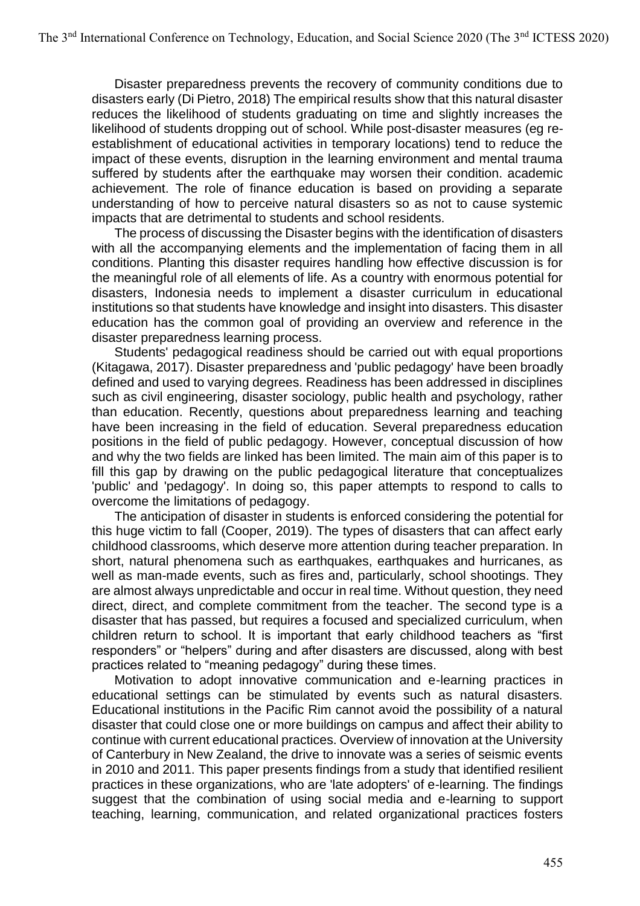Disaster preparedness prevents the recovery of community conditions due to disasters early (Di Pietro, 2018) The empirical results show that this natural disaster reduces the likelihood of students graduating on time and slightly increases the likelihood of students dropping out of school. While post-disaster measures (eg re-establishment of educational activities in temporary locations) tend to reduce the impact of these events, disruption in the learning environment and mental trauma suffered by students after the earthquake may worsen their condition. academic achievement. The role of finance education is based on providing a separate understanding of how to perceive natural disasters so as not to cause systemic impacts that are detrimental to students and school residents.

The process of discussing the Disaster begins with the identification of disasters with all the accompanying elements and the implementation of facing them in all conditions. Planting this disaster requires handling how effective discussion is for the meaningful role of all elements of life. As a country with enormous potential for disasters, Indonesia needs to implement a disaster curriculum in educational institutions so that students have knowledge and insight into disasters. This disaster education has the common goal of providing an overview and reference in the disaster preparedness learning process.

Students' pedagogical readiness should be carried out with equal proportions (Kitagawa, 2017). Disaster preparedness and 'public pedagogy' have been broadly defined and used to varying degrees. Readiness has been addressed in disciplines such as civil engineering, disaster sociology, public health and psychology, rather than education. Recently, questions about preparedness learning and teaching have been increasing in the field of education. Several preparedness education positions in the field of public pedagogy. However, conceptual discussion of how and why the two fields are linked has been limited. The main aim of this paper is to fill this gap by drawing on the public pedagogical literature that conceptualizes 'public' and 'pedagogy'. In doing so, this paper attempts to respond to calls to overcome the limitations of pedagogy.

The anticipation of disaster in students is enforced considering the potential for this huge victim to fall (Cooper, 2019). The types of disasters that can affect early childhood classrooms, which deserve more attention during teacher preparation. In short, natural phenomena such as earthquakes, earthquakes and hurricanes, as well as man-made events, such as fires and, particularly, school shootings. They are almost always unpredictable and occur in real time. Without question, they need direct, direct, and complete commitment from the teacher. The second type is a disaster that has passed, but requires a focused and specialized curriculum, when children return to school. It is important that early childhood teachers as "first responders" or "helpers" during and after disasters are discussed, along with best practices related to "meaning pedagogy" during these times.

Motivation to adopt innovative communication and e-learning practices in educational settings can be stimulated by events such as natural disasters. Educational institutions in the Pacific Rim cannot avoid the possibility of a natural disaster that could close one or more buildings on campus and affect their ability to continue with current educational practices. Overview of innovation at the University of Canterbury in New Zealand, the drive to innovate was a series of seismic events in 2010 and 2011. This paper presents findings from a study that identified resilient practices in these organizations, who are 'late adopters' of e-learning. The findings suggest that the combination of using social media and e-learning to support teaching, learning, communication, and related organizational practices fosters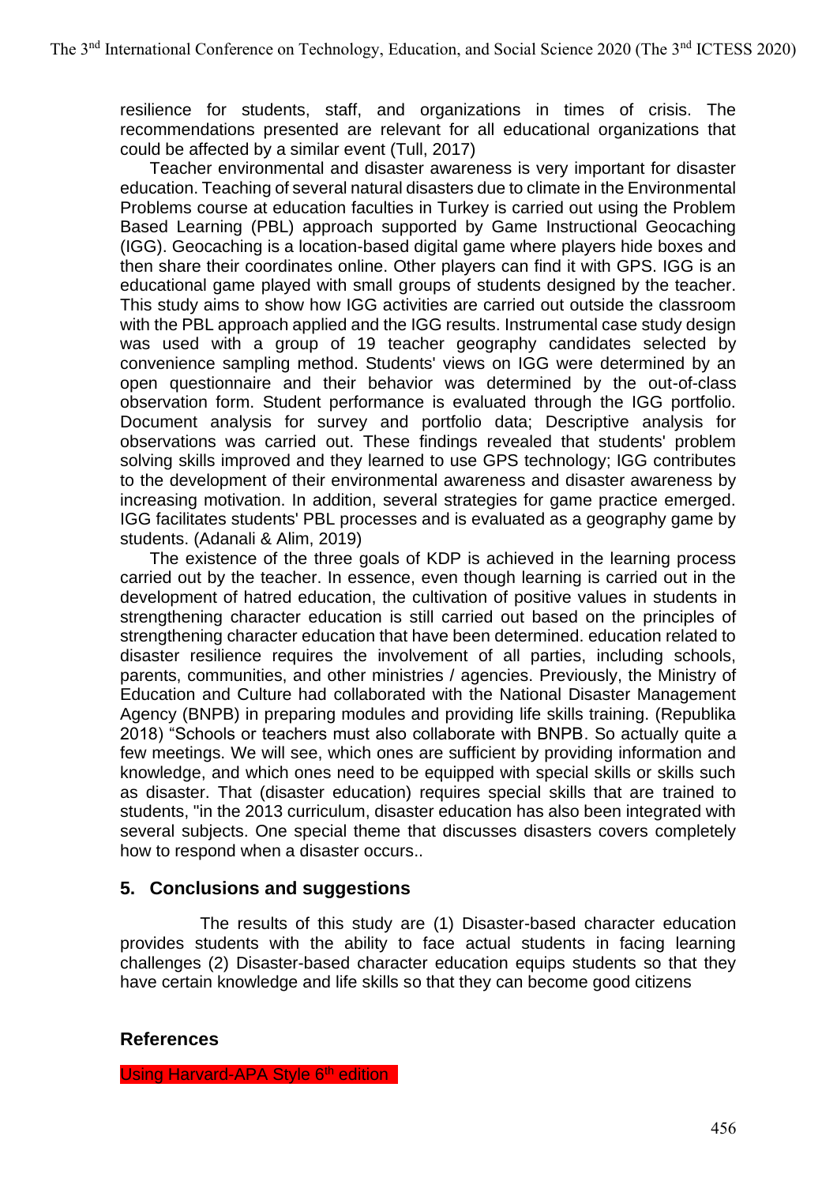resilience for students, staff, and organizations in times of crisis. The recommendations presented are relevant for all educational organizations that could be affected by a similar event (Tull, 2017)

Teacher environmental and disaster awareness is very important for disaster education. Teaching of several natural disasters due to climate in the Environmental Problems course at education faculties in Turkey is carried out using the Problem Based Learning (PBL) approach supported by Game Instructional Geocaching (IGG). Geocaching is a location-based digital game where players hide boxes and then share their coordinates online. Other players can find it with GPS. IGG is an educational game played with small groups of students designed by the teacher. This study aims to show how IGG activities are carried out outside the classroom with the PBL approach applied and the IGG results. Instrumental case study design was used with a group of 19 teacher geography candidates selected by convenience sampling method. Students' views on IGG were determined by an open questionnaire and their behavior was determined by the out-of-class observation form. Student performance is evaluated through the IGG portfolio. Document analysis for survey and portfolio data; Descriptive analysis for observations was carried out. These findings revealed that students' problem solving skills improved and they learned to use GPS technology; IGG contributes to the development of their environmental awareness and disaster awareness by increasing motivation. In addition, several strategies for game practice emerged. IGG facilitates students' PBL processes and is evaluated as a geography game by students. (Adanali & Alim, 2019)

The existence of the three goals of KDP is achieved in the learning process carried out by the teacher. In essence, even though learning is carried out in the development of hatred education, the cultivation of positive values in students in strengthening character education is still carried out based on the principles of strengthening character education that have been determined. education related to disaster resilience requires the involvement of all parties, including schools, parents, communities, and other ministries / agencies. Previously, the Ministry of Education and Culture had collaborated with the National Disaster Management Agency (BNPB) in preparing modules and providing life skills training. (Republika 2018) "Schools or teachers must also collaborate with BNPB. So actually quite a few meetings. We will see, which ones are sufficient by providing information and knowledge, and which ones need to be equipped with special skills or skills such as disaster. That (disaster education) requires special skills that are trained to students, "in the 2013 curriculum, disaster education has also been integrated with several subjects. One special theme that discusses disasters covers completely how to respond when a disaster occurs..

## 5. Conclusions and suggestions

The results of this study are (1) Disaster-based character education provides students with the ability to face actual students in facing learning challenges (2) Disaster-based character education equips students so that they have certain knowledge and life skills so that they can become good citizens

## References

Using Harvard-APA Style 6th edition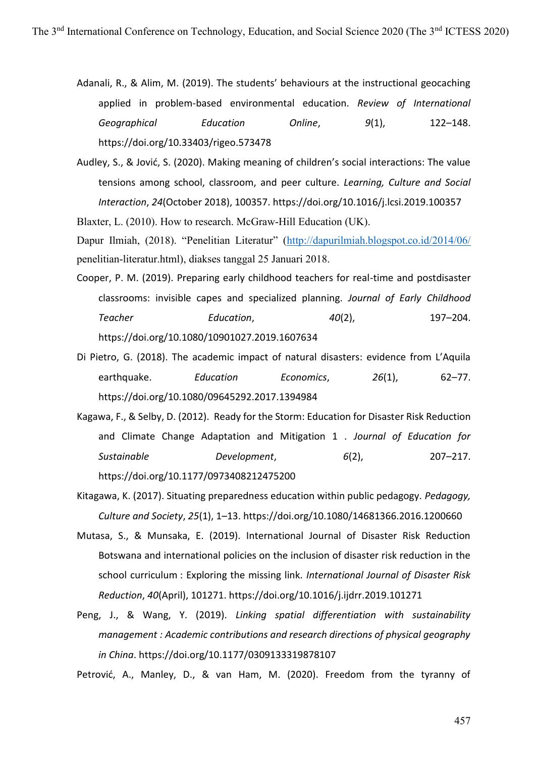Adanali, R., & Alim, M. (2019). The students' behaviours at the instructional geocaching applied in problem-based environmental education. *Review of International Geographical Education Online*, *9*(1), 122–148. https://doi.org/10.33403/rigeo.573478

Audley, S., & Jović, S. (2020). Making meaning of children's social interactions: The value tensions among school, classroom, and peer culture. *Learning, Culture and Social Interaction*, *24*(October 2018), 100357. https://doi.org/10.1016/j.lcsi.2019.100357

Blaxter, L. (2010). How to research. McGraw-Hill Education (UK).

Dapur Ilmiah, (2018). "Penelitian Literatur" (http://dapurilmiah.blogspot.co.id/2014/06/penelitian-literatur.html), diakses tanggal 25 Januari 2018.

Cooper, P. M. (2019). Preparing early childhood teachers for real-time and postdisaster classrooms: invisible capes and specialized planning. *Journal of Early Childhood Teacher Education*, *40*(2), 197–204. https://doi.org/10.1080/10901027.2019.1607634

Di Pietro, G. (2018). The academic impact of natural disasters: evidence from L'Aquila earthquake. *Education Economics*, *26*(1), 62–77. https://doi.org/10.1080/09645292.2017.1394984

Kagawa, F., & Selby, D. (2012). Ready for the Storm: Education for Disaster Risk Reduction and Climate Change Adaptation and Mitigation 1 . *Journal of Education for Sustainable Development*, *6*(2), 207–217. https://doi.org/10.1177/0973408212475200

Kitagawa, K. (2017). Situating preparedness education within public pedagogy. *Pedagogy, Culture and Society*, *25*(1), 1–13. https://doi.org/10.1080/14681366.2016.1200660

Mutasa, S., & Munsaka, E. (2019). International Journal of Disaster Risk Reduction Botswana and international policies on the inclusion of disaster risk reduction in the school curriculum : Exploring the missing link. *International Journal of Disaster Risk Reduction*, *40*(April), 101271. https://doi.org/10.1016/j.ijdrr.2019.101271

Peng, J., & Wang, Y. (2019). *Linking spatial differentiation with sustainability management : Academic contributions and research directions of physical geography in China*. https://doi.org/10.1177/0309133319878107

Petrović, A., Manley, D., & van Ham, M. (2020). Freedom from the tyranny of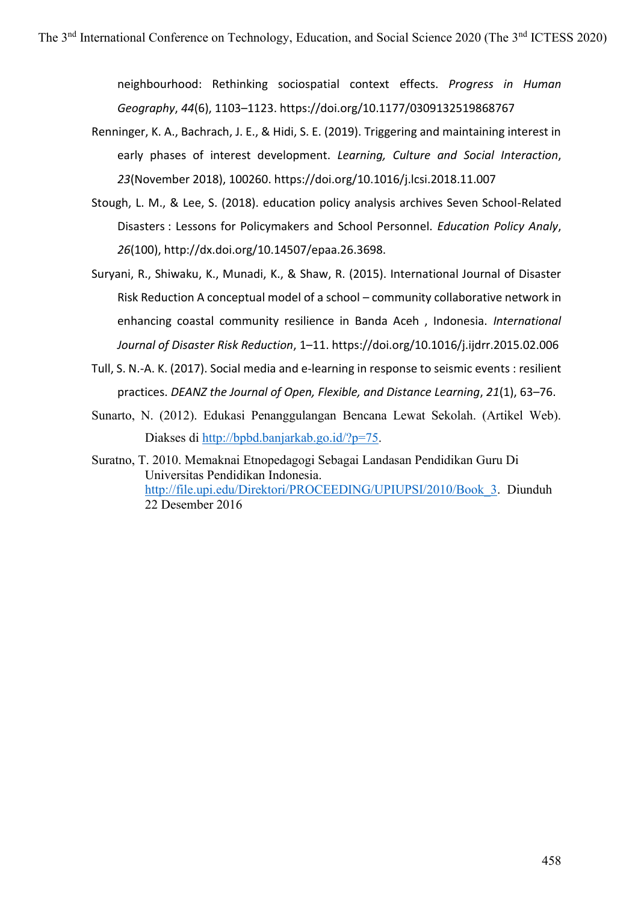neighbourhood: Rethinking sociospatial context effects. *Progress in Human Geography*, *44*(6), 1103–1123. https://doi.org/10.1177/0309132519868767

Renninger, K. A., Bachrach, J. E., & Hidi, S. E. (2019). Triggering and maintaining interest in early phases of interest development. *Learning, Culture and Social Interaction*, *23*(November 2018), 100260. https://doi.org/10.1016/j.lcsi.2018.11.007

Stough, L. M., & Lee, S. (2018). education policy analysis archives Seven School-Related Disasters : Lessons for Policymakers and School Personnel. *Education Policy Analy*, *26*(100), http://dx.doi.org/10.14507/epaa.26.3698.

Suryani, R., Shiwaku, K., Munadi, K., & Shaw, R. (2015). International Journal of Disaster Risk Reduction A conceptual model of a school – community collaborative network in enhancing coastal community resilience in Banda Aceh , Indonesia. *International Journal of Disaster Risk Reduction*, 1–11. https://doi.org/10.1016/j.ijdrr.2015.02.006

Tull, S. N.-A. K. (2017). Social media and e-learning in response to seismic events : resilient practices. *DEANZ the Journal of Open, Flexible, and Distance Learning*, *21*(1), 63–76.

Sunarto, N. (2012). Edukasi Penanggulangan Bencana Lewat Sekolah. (Artikel Web). Diakses di http://bpbd.banjarkab.go.id/?p=75.

Suratno, T. 2010. Memaknai Etnopedagogi Sebagai Landasan Pendidikan Guru Di Universitas Pendidikan Indonesia. http://file.upi.edu/Direktori/PROCEEDING/UPIUPSI/2010/Book_3. Diunduh 22 Desember 2016